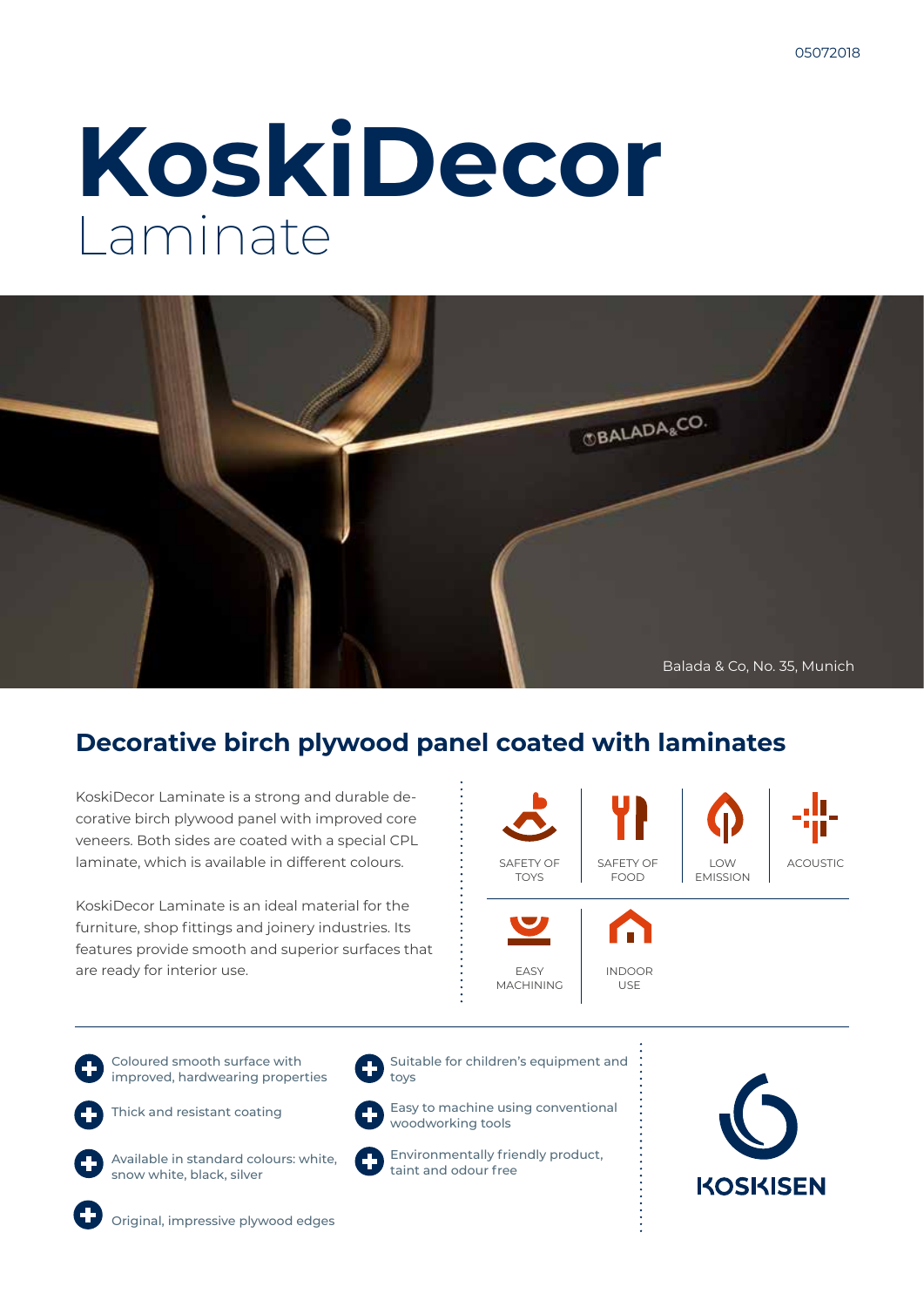05072018

# KoskiDecor
Laminate

Balada & Co, No. 35, Munich

## Decorative birch plywood panel coated with laminates

KoskiDecor Laminate is a strong and durable decorative birch plywood panel with improved core veneers. Both sides are coated with a special CPL laminate, which is available in different colours.

KoskiDecor Laminate is an ideal material for the furniture, shop fittings and joinery industries. Its features provide smooth and superior surfaces that are ready for interior use.

- SAFETY OF TOYS
- SAFETY OF FOOD
- LOW EMISSION
- ACOUSTIC
- EASY MACHINING
- INDOOR USE

- Coloured smooth surface with improved, hardwearing properties
- Thick and resistant coating
- Available in standard colours: white, snow white, black, silver
- Original, impressive plywood edges
- Suitable for children's equipment and toys
- Easy to machine using conventional woodworking tools
- Environmentally friendly product, taint and odour free

KOSKISEN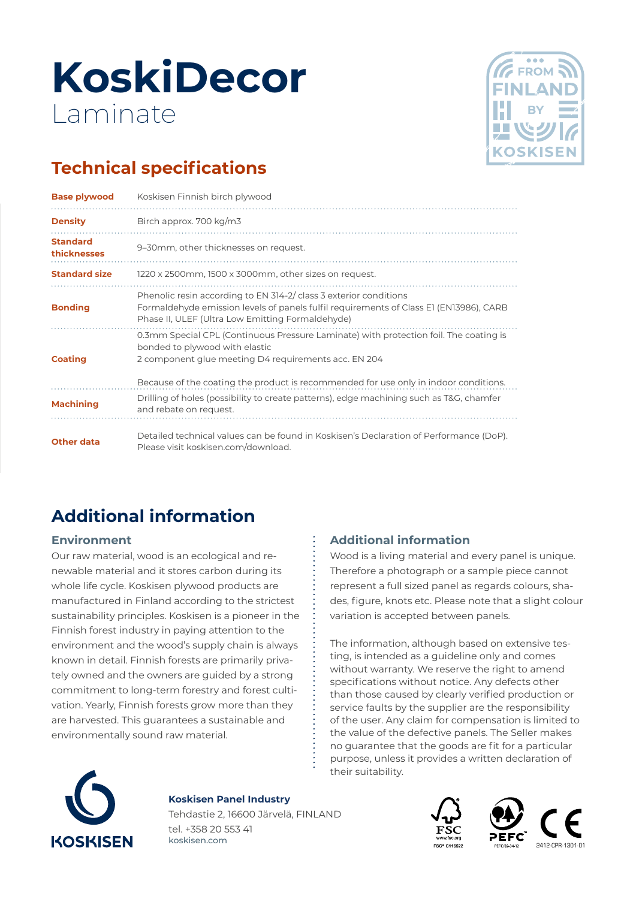# KoskiDecor

Laminate

FROM FINLAND BY KOSKISEN

## Technical specifications

| | |
|---|---|
| **Base plywood** | Koskisen Finnish birch plywood |
| **Density** | Birch approx. 700 kg/m3 |
| **Standard thicknesses** | 9–30mm, other thicknesses on request. |
| **Standard size** | 1220 x 2500mm, 1500 x 3000mm, other sizes on request. |
| **Bonding** | Phenolic resin according to EN 314-2/ class 3 exterior conditions<br>Formaldehyde emission levels of panels fulfil requirements of Class E1 (EN13986), CARB Phase II, ULEF (Ultra Low Emitting Formaldehyde) |
| **Coating** | 0.3mm Special CPL (Continuous Pressure Laminate) with protection foil. The coating is bonded to plywood with elastic<br>2 component glue meeting D4 requirements acc. EN 204<br><br>Because of the coating the product is recommended for use only in indoor conditions. |
| **Machining** | Drilling of holes (possibility to create patterns), edge machining such as T&G, chamfer and rebate on request. |
| **Other data** | Detailed technical values can be found in Koskisen's Declaration of Performance (DoP). Please visit koskisen.com/download. |

## Additional information

### Environment

Our raw material, wood is an ecological and renewable material and it stores carbon during its whole life cycle. Koskisen plywood products are manufactured in Finland according to the strictest sustainability principles. Koskisen is a pioneer in the Finnish forest industry in paying attention to the environment and the wood's supply chain is always known in detail. Finnish forests are primarily privately owned and the owners are guided by a strong commitment to long-term forestry and forest cultivation. Yearly, Finnish forests grow more than they are harvested. This guarantees a sustainable and environmentally sound raw material.

### Additional information

Wood is a living material and every panel is unique. Therefore a photograph or a sample piece cannot represent a full sized panel as regards colours, shades, figure, knots etc. Please note that a slight colour variation is accepted between panels.

The information, although based on extensive testing, is intended as a guideline only and comes without warranty. We reserve the right to amend specifications without notice. Any defects other than those caused by clearly verified production or service faults by the supplier are the responsibility of the user. Any claim for compensation is limited to the value of the defective panels. The Seller makes no guarantee that the goods are fit for a particular purpose, unless it provides a written declaration of their suitability.

KOSKISEN

**Koskisen Panel Industry**
Tehdastie 2, 16600 Järvelä, FINLAND
tel. +358 20 553 41
koskisen.com

FSC www.fsc.org FSC® C116522

PEFC PEFC/02-34-12

CE 2412-CPR-1301-01